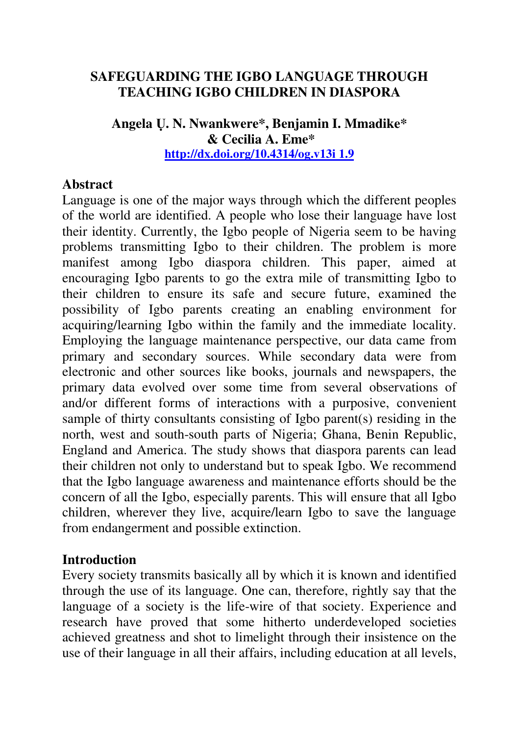# SAFEGUARDING THE IGBO LANGUAGE THROUGH TEACHING IGBO CHILDREN IN DIASPORA

**Angela Ụ. N. Nwankwere\*, Benjamin I. Mmadike\* & Cecilia A. Eme\***

http://dx.doi.org/10.4314/og.v13i 1.9

## Abstract

Language is one of the major ways through which the different peoples of the world are identified. A people who lose their language have lost their identity. Currently, the Igbo people of Nigeria seem to be having problems transmitting Igbo to their children. The problem is more manifest among Igbo diaspora children. This paper, aimed at encouraging Igbo parents to go the extra mile of transmitting Igbo to their children to ensure its safe and secure future, examined the possibility of Igbo parents creating an enabling environment for acquiring/learning Igbo within the family and the immediate locality. Employing the language maintenance perspective, our data came from primary and secondary sources. While secondary data were from electronic and other sources like books, journals and newspapers, the primary data evolved over some time from several observations of and/or different forms of interactions with a purposive, convenient sample of thirty consultants consisting of Igbo parent(s) residing in the north, west and south-south parts of Nigeria; Ghana, Benin Republic, England and America. The study shows that diaspora parents can lead their children not only to understand but to speak Igbo. We recommend that the Igbo language awareness and maintenance efforts should be the concern of all the Igbo, especially parents. This will ensure that all Igbo children, wherever they live, acquire/learn Igbo to save the language from endangerment and possible extinction.

## Introduction

Every society transmits basically all by which it is known and identified through the use of its language. One can, therefore, rightly say that the language of a society is the life-wire of that society. Experience and research have proved that some hitherto underdeveloped societies achieved greatness and shot to limelight through their insistence on the use of their language in all their affairs, including education at all levels,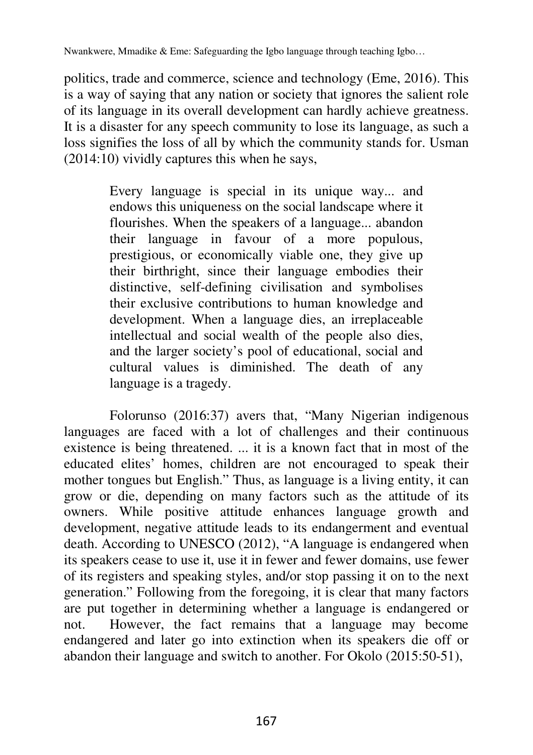politics, trade and commerce, science and technology (Eme, 2016). This is a way of saying that any nation or society that ignores the salient role of its language in its overall development can hardly achieve greatness. It is a disaster for any speech community to lose its language, as such a loss signifies the loss of all by which the community stands for. Usman (2014:10) vividly captures this when he says,

> Every language is special in its unique way... and endows this uniqueness on the social landscape where it flourishes. When the speakers of a language... abandon their language in favour of a more populous, prestigious, or economically viable one, they give up their birthright, since their language embodies their distinctive, self-defining civilisation and symbolises their exclusive contributions to human knowledge and development. When a language dies, an irreplaceable intellectual and social wealth of the people also dies, and the larger society's pool of educational, social and cultural values is diminished. The death of any language is a tragedy.

Folorunso (2016:37) avers that, "Many Nigerian indigenous languages are faced with a lot of challenges and their continuous existence is being threatened. ... it is a known fact that in most of the educated elites' homes, children are not encouraged to speak their mother tongues but English." Thus, as language is a living entity, it can grow or die, depending on many factors such as the attitude of its owners. While positive attitude enhances language growth and development, negative attitude leads to its endangerment and eventual death. According to UNESCO (2012), "A language is endangered when its speakers cease to use it, use it in fewer and fewer domains, use fewer of its registers and speaking styles, and/or stop passing it on to the next generation." Following from the foregoing, it is clear that many factors are put together in determining whether a language is endangered or not. However, the fact remains that a language may become endangered and later go into extinction when its speakers die off or abandon their language and switch to another. For Okolo (2015:50-51),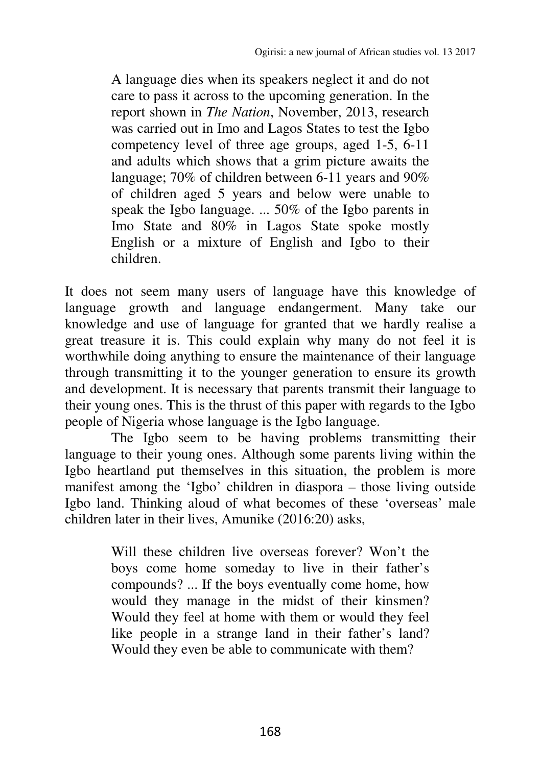> A language dies when its speakers neglect it and do not care to pass it across to the upcoming generation. In the report shown in *The Nation*, November, 2013, research was carried out in Imo and Lagos States to test the Igbo competency level of three age groups, aged 1-5, 6-11 and adults which shows that a grim picture awaits the language; 70% of children between 6-11 years and 90% of children aged 5 years and below were unable to speak the Igbo language. ... 50% of the Igbo parents in Imo State and 80% in Lagos State spoke mostly English or a mixture of English and Igbo to their children.

It does not seem many users of language have this knowledge of language growth and language endangerment. Many take our knowledge and use of language for granted that we hardly realise a great treasure it is. This could explain why many do not feel it is worthwhile doing anything to ensure the maintenance of their language through transmitting it to the younger generation to ensure its growth and development. It is necessary that parents transmit their language to their young ones. This is the thrust of this paper with regards to the Igbo people of Nigeria whose language is the Igbo language.

The Igbo seem to be having problems transmitting their language to their young ones. Although some parents living within the Igbo heartland put themselves in this situation, the problem is more manifest among the 'Igbo' children in diaspora – those living outside Igbo land. Thinking aloud of what becomes of these 'overseas' male children later in their lives, Amunike (2016:20) asks,

> Will these children live overseas forever? Won't the boys come home someday to live in their father's compounds? ... If the boys eventually come home, how would they manage in the midst of their kinsmen? Would they feel at home with them or would they feel like people in a strange land in their father's land? Would they even be able to communicate with them?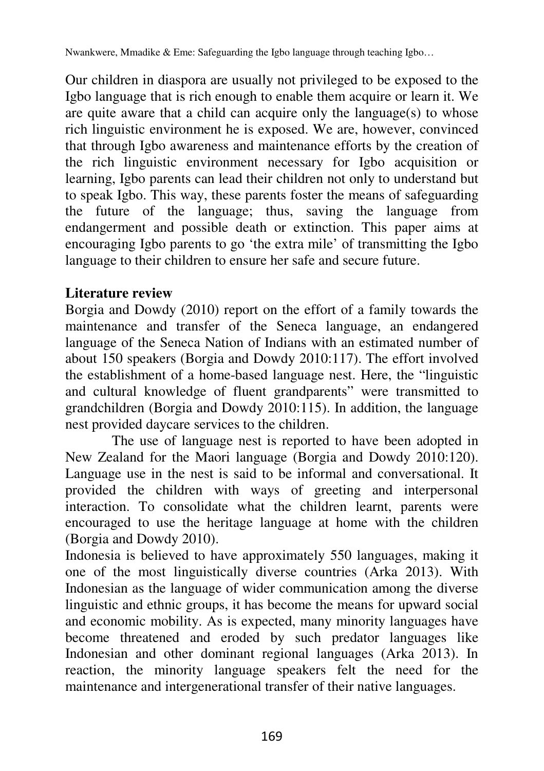Our children in diaspora are usually not privileged to be exposed to the Igbo language that is rich enough to enable them acquire or learn it. We are quite aware that a child can acquire only the language(s) to whose rich linguistic environment he is exposed. We are, however, convinced that through Igbo awareness and maintenance efforts by the creation of the rich linguistic environment necessary for Igbo acquisition or learning, Igbo parents can lead their children not only to understand but to speak Igbo. This way, these parents foster the means of safeguarding the future of the language; thus, saving the language from endangerment and possible death or extinction. This paper aims at encouraging Igbo parents to go 'the extra mile' of transmitting the Igbo language to their children to ensure her safe and secure future.

## Literature review

Borgia and Dowdy (2010) report on the effort of a family towards the maintenance and transfer of the Seneca language, an endangered language of the Seneca Nation of Indians with an estimated number of about 150 speakers (Borgia and Dowdy 2010:117). The effort involved the establishment of a home-based language nest. Here, the "linguistic and cultural knowledge of fluent grandparents" were transmitted to grandchildren (Borgia and Dowdy 2010:115). In addition, the language nest provided daycare services to the children.

The use of language nest is reported to have been adopted in New Zealand for the Maori language (Borgia and Dowdy 2010:120). Language use in the nest is said to be informal and conversational. It provided the children with ways of greeting and interpersonal interaction. To consolidate what the children learnt, parents were encouraged to use the heritage language at home with the children (Borgia and Dowdy 2010).

Indonesia is believed to have approximately 550 languages, making it one of the most linguistically diverse countries (Arka 2013). With Indonesian as the language of wider communication among the diverse linguistic and ethnic groups, it has become the means for upward social and economic mobility. As is expected, many minority languages have become threatened and eroded by such predator languages like Indonesian and other dominant regional languages (Arka 2013). In reaction, the minority language speakers felt the need for the maintenance and intergenerational transfer of their native languages.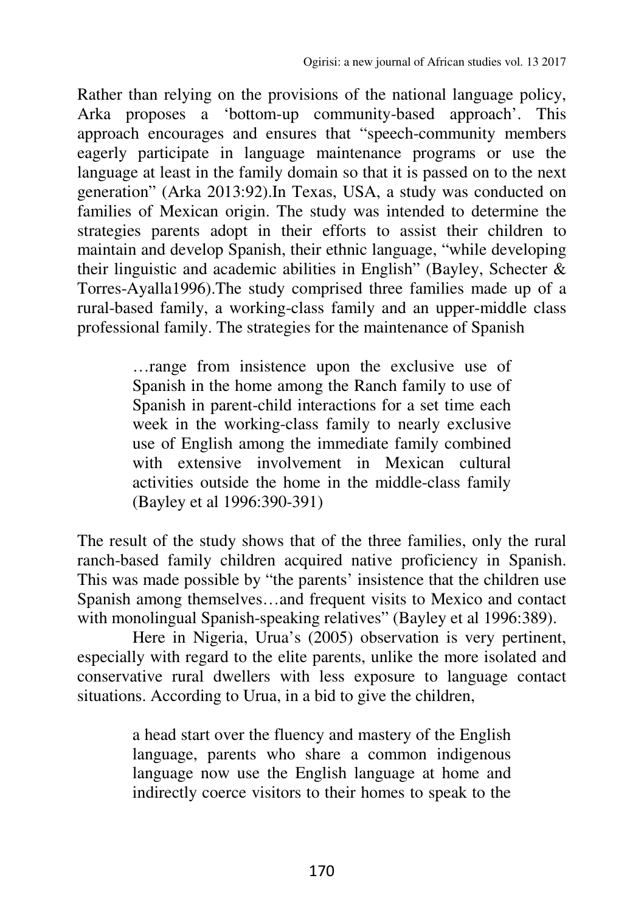Rather than relying on the provisions of the national language policy, Arka proposes a 'bottom-up community-based approach'. This approach encourages and ensures that "speech-community members eagerly participate in language maintenance programs or use the language at least in the family domain so that it is passed on to the next generation" (Arka 2013:92).In Texas, USA, a study was conducted on families of Mexican origin. The study was intended to determine the strategies parents adopt in their efforts to assist their children to maintain and develop Spanish, their ethnic language, "while developing their linguistic and academic abilities in English" (Bayley, Schecter & Torres-Ayalla1996).The study comprised three families made up of a rural-based family, a working-class family and an upper-middle class professional family. The strategies for the maintenance of Spanish

> …range from insistence upon the exclusive use of Spanish in the home among the Ranch family to use of Spanish in parent-child interactions for a set time each week in the working-class family to nearly exclusive use of English among the immediate family combined with extensive involvement in Mexican cultural activities outside the home in the middle-class family (Bayley et al 1996:390-391)

The result of the study shows that of the three families, only the rural ranch-based family children acquired native proficiency in Spanish. This was made possible by "the parents' insistence that the children use Spanish among themselves…and frequent visits to Mexico and contact with monolingual Spanish-speaking relatives" (Bayley et al 1996:389).

Here in Nigeria, Urua's (2005) observation is very pertinent, especially with regard to the elite parents, unlike the more isolated and conservative rural dwellers with less exposure to language contact situations. According to Urua, in a bid to give the children,

> a head start over the fluency and mastery of the English language, parents who share a common indigenous language now use the English language at home and indirectly coerce visitors to their homes to speak to the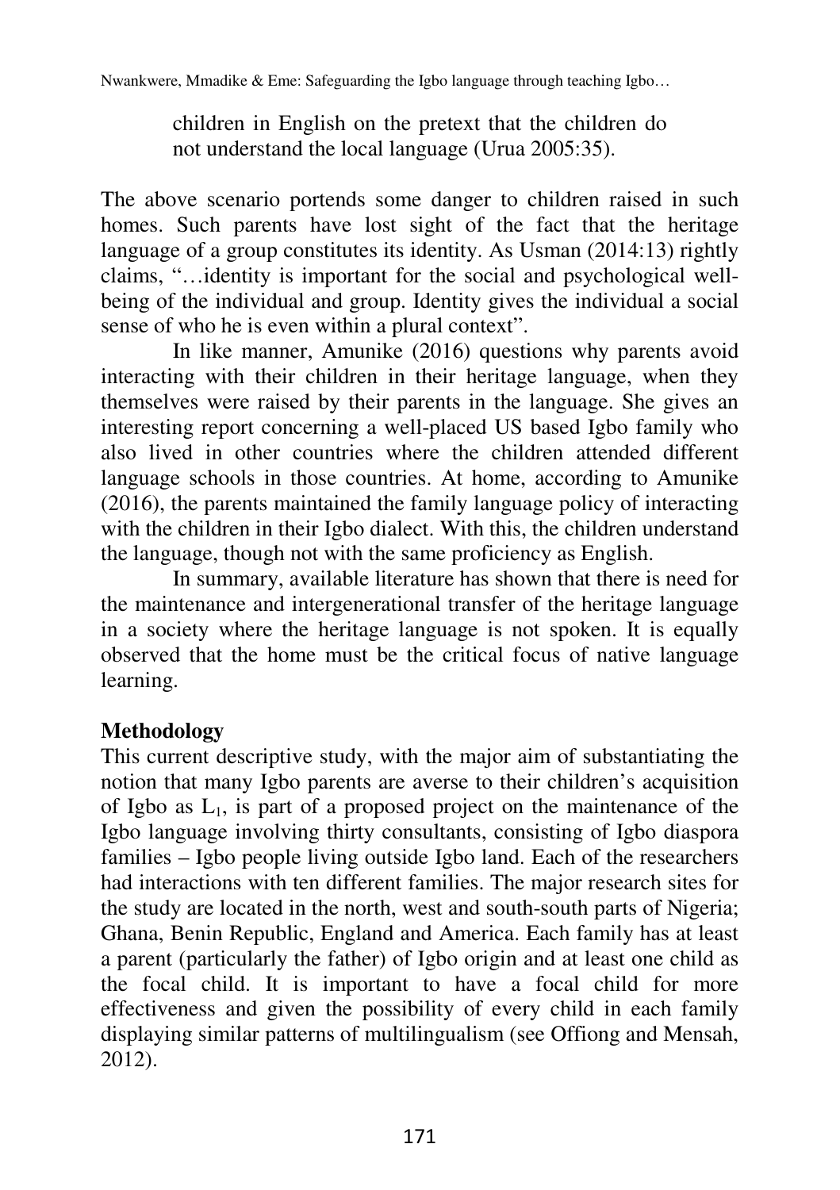children in English on the pretext that the children do not understand the local language (Urua 2005:35).

The above scenario portends some danger to children raised in such homes. Such parents have lost sight of the fact that the heritage language of a group constitutes its identity. As Usman (2014:13) rightly claims, "…identity is important for the social and psychological well-being of the individual and group. Identity gives the individual a social sense of who he is even within a plural context".

In like manner, Amunike (2016) questions why parents avoid interacting with their children in their heritage language, when they themselves were raised by their parents in the language. She gives an interesting report concerning a well-placed US based Igbo family who also lived in other countries where the children attended different language schools in those countries. At home, according to Amunike (2016), the parents maintained the family language policy of interacting with the children in their Igbo dialect. With this, the children understand the language, though not with the same proficiency as English.

In summary, available literature has shown that there is need for the maintenance and intergenerational transfer of the heritage language in a society where the heritage language is not spoken. It is equally observed that the home must be the critical focus of native language learning.

**Methodology**

This current descriptive study, with the major aim of substantiating the notion that many Igbo parents are averse to their children's acquisition of Igbo as $L_1$, is part of a proposed project on the maintenance of the Igbo language involving thirty consultants, consisting of Igbo diaspora families – Igbo people living outside Igbo land. Each of the researchers had interactions with ten different families. The major research sites for the study are located in the north, west and south-south parts of Nigeria; Ghana, Benin Republic, England and America. Each family has at least a parent (particularly the father) of Igbo origin and at least one child as the focal child. It is important to have a focal child for more effectiveness and given the possibility of every child in each family displaying similar patterns of multilingualism (see Offiong and Mensah, 2012).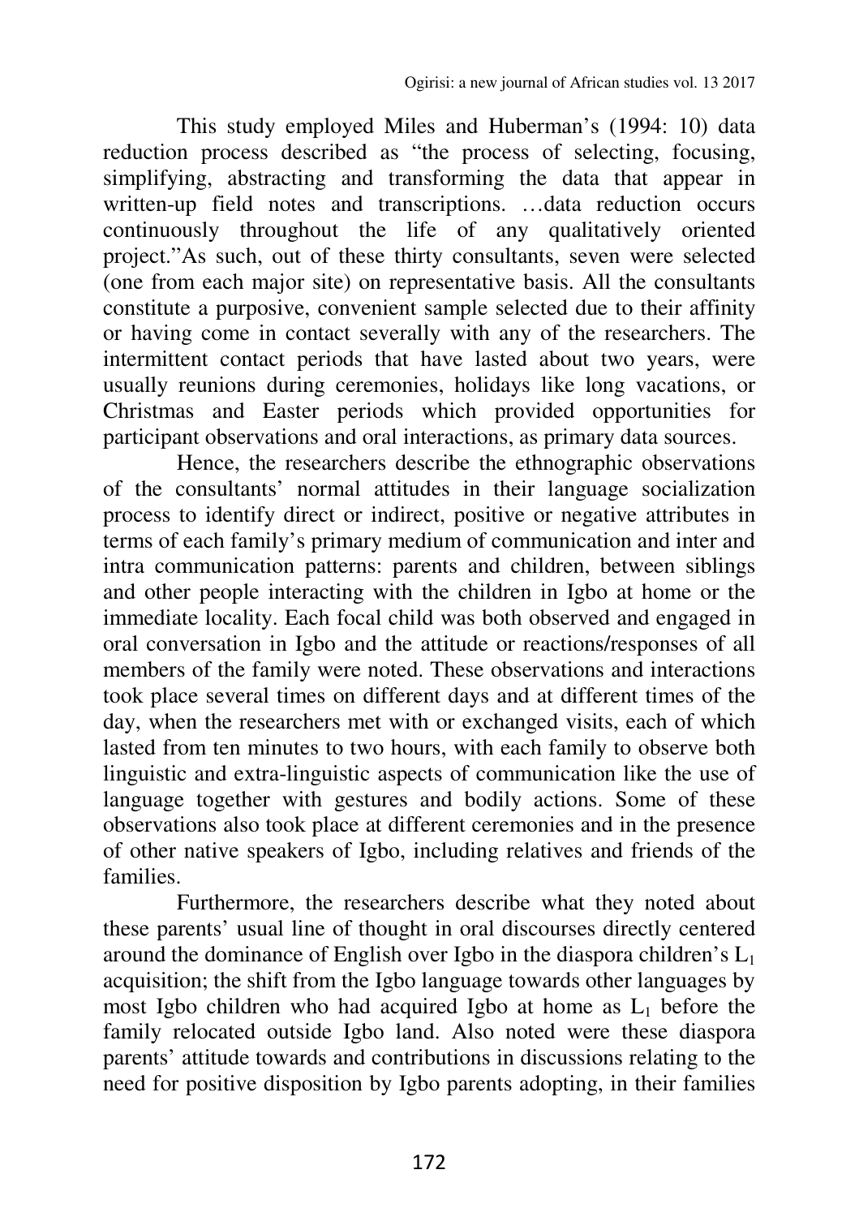This study employed Miles and Huberman's (1994: 10) data reduction process described as "the process of selecting, focusing, simplifying, abstracting and transforming the data that appear in written-up field notes and transcriptions. …data reduction occurs continuously throughout the life of any qualitatively oriented project."As such, out of these thirty consultants, seven were selected (one from each major site) on representative basis. All the consultants constitute a purposive, convenient sample selected due to their affinity or having come in contact severally with any of the researchers. The intermittent contact periods that have lasted about two years, were usually reunions during ceremonies, holidays like long vacations, or Christmas and Easter periods which provided opportunities for participant observations and oral interactions, as primary data sources.

Hence, the researchers describe the ethnographic observations of the consultants' normal attitudes in their language socialization process to identify direct or indirect, positive or negative attributes in terms of each family's primary medium of communication and inter and intra communication patterns: parents and children, between siblings and other people interacting with the children in Igbo at home or the immediate locality. Each focal child was both observed and engaged in oral conversation in Igbo and the attitude or reactions/responses of all members of the family were noted. These observations and interactions took place several times on different days and at different times of the day, when the researchers met with or exchanged visits, each of which lasted from ten minutes to two hours, with each family to observe both linguistic and extra-linguistic aspects of communication like the use of language together with gestures and bodily actions. Some of these observations also took place at different ceremonies and in the presence of other native speakers of Igbo, including relatives and friends of the families.

Furthermore, the researchers describe what they noted about these parents' usual line of thought in oral discourses directly centered around the dominance of English over Igbo in the diaspora children's $L_1$ acquisition; the shift from the Igbo language towards other languages by most Igbo children who had acquired Igbo at home as $L_1$ before the family relocated outside Igbo land. Also noted were these diaspora parents' attitude towards and contributions in discussions relating to the need for positive disposition by Igbo parents adopting, in their families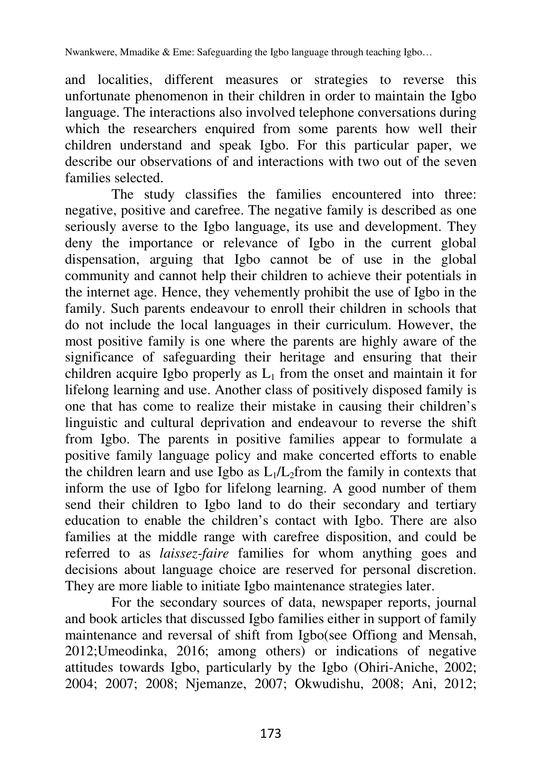and localities, different measures or strategies to reverse this unfortunate phenomenon in their children in order to maintain the Igbo language. The interactions also involved telephone conversations during which the researchers enquired from some parents how well their children understand and speak Igbo. For this particular paper, we describe our observations of and interactions with two out of the seven families selected.

The study classifies the families encountered into three: negative, positive and carefree. The negative family is described as one seriously averse to the Igbo language, its use and development. They deny the importance or relevance of Igbo in the current global dispensation, arguing that Igbo cannot be of use in the global community and cannot help their children to achieve their potentials in the internet age. Hence, they vehemently prohibit the use of Igbo in the family. Such parents endeavour to enroll their children in schools that do not include the local languages in their curriculum. However, the most positive family is one where the parents are highly aware of the significance of safeguarding their heritage and ensuring that their children acquire Igbo properly as $L_1$ from the onset and maintain it for lifelong learning and use. Another class of positively disposed family is one that has come to realize their mistake in causing their children's linguistic and cultural deprivation and endeavour to reverse the shift from Igbo. The parents in positive families appear to formulate a positive family language policy and make concerted efforts to enable the children learn and use Igbo as $L_1/L_2$from the family in contexts that inform the use of Igbo for lifelong learning. A good number of them send their children to Igbo land to do their secondary and tertiary education to enable the children's contact with Igbo. There are also families at the middle range with carefree disposition, and could be referred to as *laissez-faire* families for whom anything goes and decisions about language choice are reserved for personal discretion. They are more liable to initiate Igbo maintenance strategies later.

For the secondary sources of data, newspaper reports, journal and book articles that discussed Igbo families either in support of family maintenance and reversal of shift from Igbo(see Offiong and Mensah, 2012;Umeodinka, 2016; among others) or indications of negative attitudes towards Igbo, particularly by the Igbo (Ohiri-Aniche, 2002; 2004; 2007; 2008; Njemanze, 2007; Okwudishu, 2008; Ani, 2012;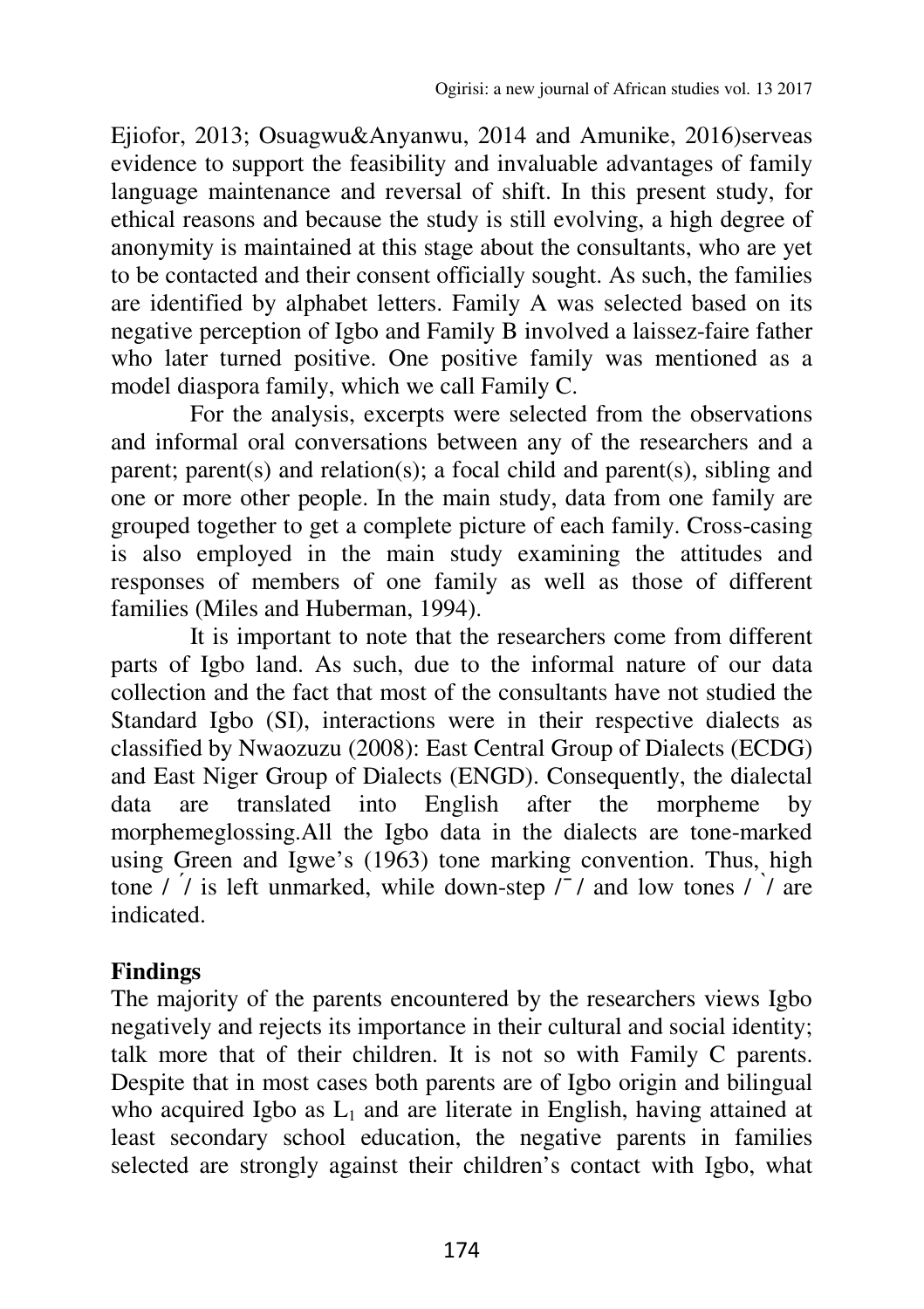Ejiofor, 2013; Osuagwu&Anyanwu, 2014 and Amunike, 2016)serveas evidence to support the feasibility and invaluable advantages of family language maintenance and reversal of shift. In this present study, for ethical reasons and because the study is still evolving, a high degree of anonymity is maintained at this stage about the consultants, who are yet to be contacted and their consent officially sought. As such, the families are identified by alphabet letters. Family A was selected based on its negative perception of Igbo and Family B involved a laissez-faire father who later turned positive. One positive family was mentioned as a model diaspora family, which we call Family C.

For the analysis, excerpts were selected from the observations and informal oral conversations between any of the researchers and a parent; parent(s) and relation(s); a focal child and parent(s), sibling and one or more other people. In the main study, data from one family are grouped together to get a complete picture of each family. Cross-casing is also employed in the main study examining the attitudes and responses of members of one family as well as those of different families (Miles and Huberman, 1994).

It is important to note that the researchers come from different parts of Igbo land. As such, due to the informal nature of our data collection and the fact that most of the consultants have not studied the Standard Igbo (SI), interactions were in their respective dialects as classified by Nwaozuzu (2008): East Central Group of Dialects (ECDG) and East Niger Group of Dialects (ENGD). Consequently, the dialectal data are translated into English after the morpheme by morphemeglossing.All the Igbo data in the dialects are tone-marked using Green and Igwe's (1963) tone marking convention. Thus, high tone / ́ / is left unmarked, while down-step /¯/ and low tones / ̀ / are indicated.

## Findings

The majority of the parents encountered by the researchers views Igbo negatively and rejects its importance in their cultural and social identity; talk more that of their children. It is not so with Family C parents. Despite that in most cases both parents are of Igbo origin and bilingual who acquired Igbo as $L_1$ and are literate in English, having attained at least secondary school education, the negative parents in families selected are strongly against their children's contact with Igbo, what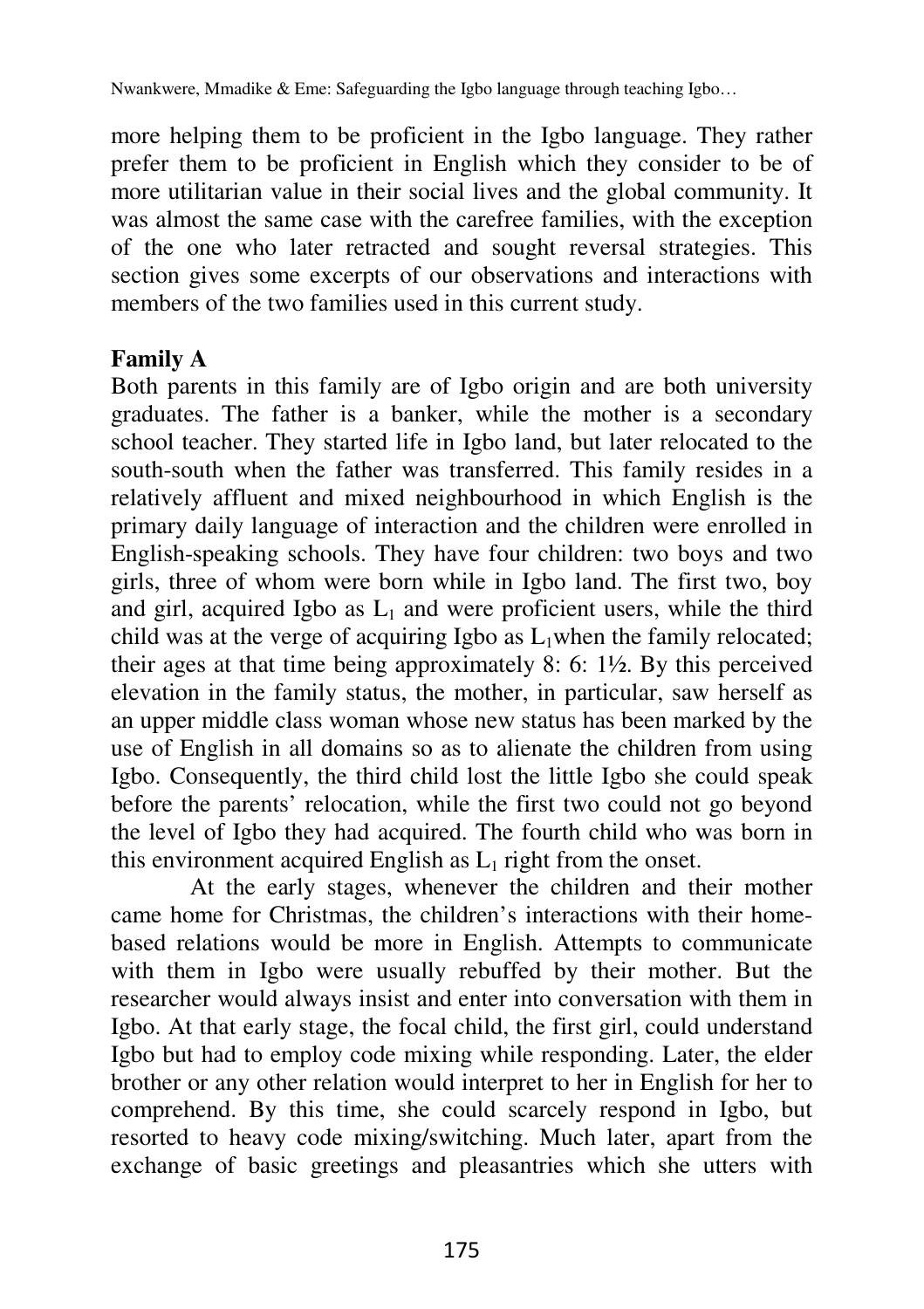more helping them to be proficient in the Igbo language. They rather prefer them to be proficient in English which they consider to be of more utilitarian value in their social lives and the global community. It was almost the same case with the carefree families, with the exception of the one who later retracted and sought reversal strategies. This section gives some excerpts of our observations and interactions with members of the two families used in this current study.

**Family A**

Both parents in this family are of Igbo origin and are both university graduates. The father is a banker, while the mother is a secondary school teacher. They started life in Igbo land, but later relocated to the south-south when the father was transferred. This family resides in a relatively affluent and mixed neighbourhood in which English is the primary daily language of interaction and the children were enrolled in English-speaking schools. They have four children: two boys and two girls, three of whom were born while in Igbo land. The first two, boy and girl, acquired Igbo as $L_1$ and were proficient users, while the third child was at the verge of acquiring Igbo as $L_1$when the family relocated; their ages at that time being approximately 8: 6: 1½. By this perceived elevation in the family status, the mother, in particular, saw herself as an upper middle class woman whose new status has been marked by the use of English in all domains so as to alienate the children from using Igbo. Consequently, the third child lost the little Igbo she could speak before the parents' relocation, while the first two could not go beyond the level of Igbo they had acquired. The fourth child who was born in this environment acquired English as $L_1$ right from the onset.

At the early stages, whenever the children and their mother came home for Christmas, the children's interactions with their home-based relations would be more in English. Attempts to communicate with them in Igbo were usually rebuffed by their mother. But the researcher would always insist and enter into conversation with them in Igbo. At that early stage, the focal child, the first girl, could understand Igbo but had to employ code mixing while responding. Later, the elder brother or any other relation would interpret to her in English for her to comprehend. By this time, she could scarcely respond in Igbo, but resorted to heavy code mixing/switching. Much later, apart from the exchange of basic greetings and pleasantries which she utters with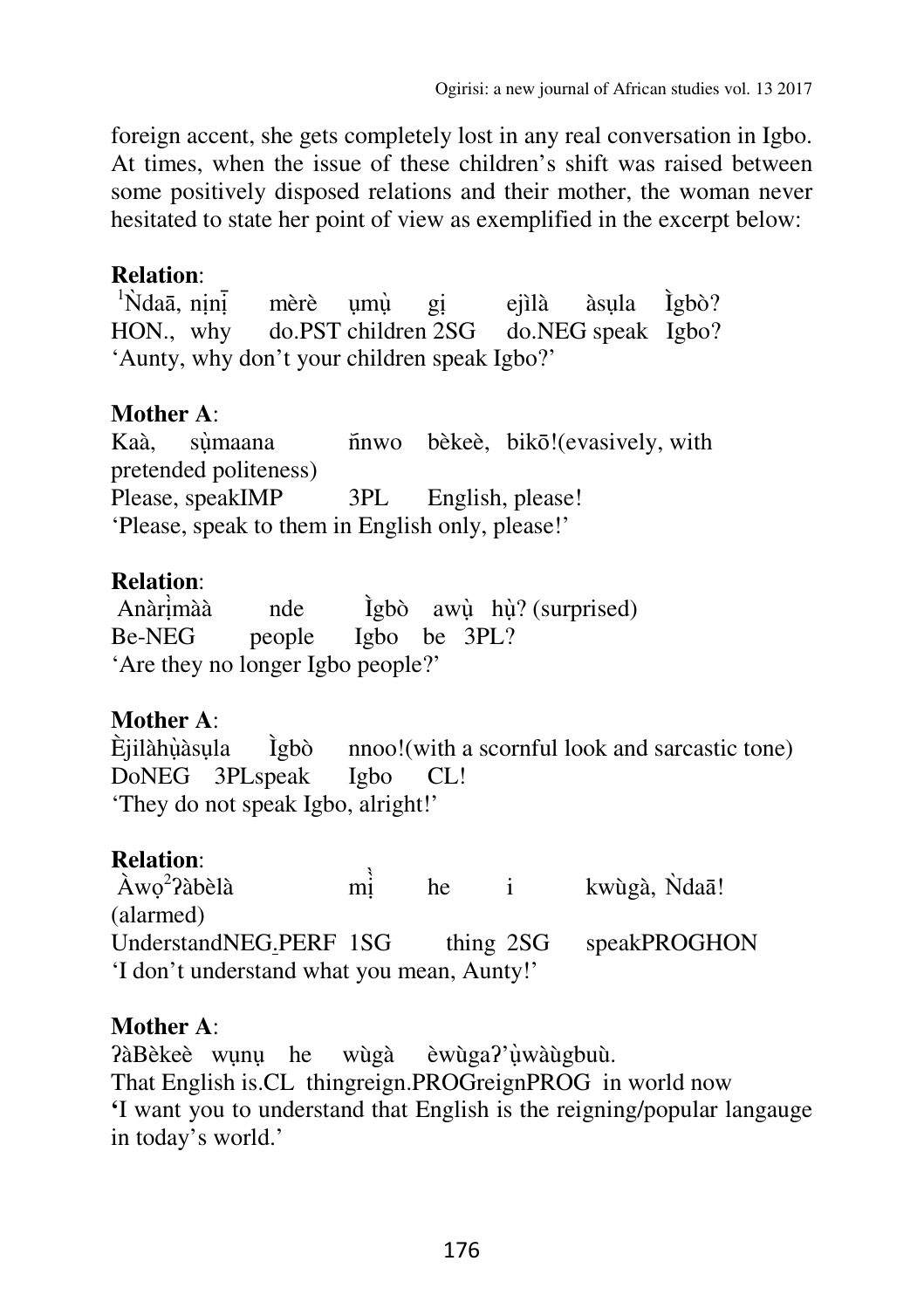foreign accent, she gets completely lost in any real conversation in Igbo. At times, when the issue of these children's shift was raised between some positively disposed relations and their mother, the woman never hesitated to state her point of view as exemplified in the excerpt below:

**Relation**:
[1]Ǹdaā, nịnị̄ mèrè ụmụ̀ gị ejìlà àsụla Ìgbò?
HON., why do.PST children 2SG do.NEG speak Igbo?
'Aunty, why don't your children speak Igbo?'

**Mother A**:
Kaà, sụ̀maana ǹnwo bèkeè, bikō!(evasively, with pretended politeness)
Please, speakIMP 3PL English, please!
'Please, speak to them in English only, please!'

**Relation**:
Anàrịmàà nde Ìgbò awụ̀ hụ̀? (surprised)
Be-NEG people Igbo be 3PL?
'Are they no longer Igbo people?'

**Mother A**:
Èjilàhụ̀àsụla Ìgbò nnoo!(with a scornful look and sarcastic tone)
DoNEG 3PLspeak Igbo CL!
'They do not speak Igbo, alright!'

**Relation**:
Àwọ[2]ʔàbèlà mị̀ he i kwùgà, Ǹdaā! (alarmed)
UnderstandNEG.PERF 1SG thing 2SG speakPROGHON
'I don't understand what you mean, Aunty!'

**Mother A**:
ʔàBèkeè wụnụ he wùgà èwùgaʔ'ụ̀wàùgbuù.
That English is.CL thingreign.PROGreignPROG in world now
'I want you to understand that English is the reigning/popular langauge in today's world.'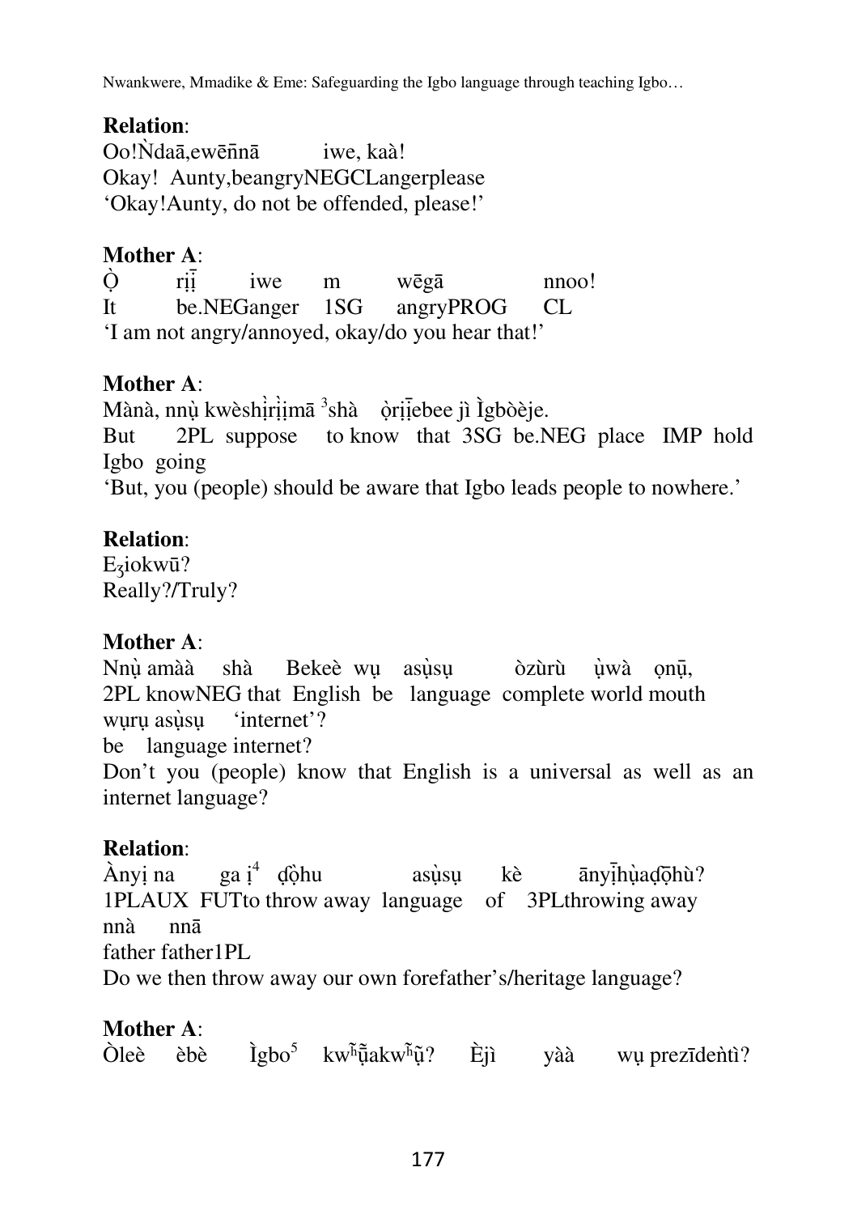**Relation**:
Oo!Ǹdaā,ewēn̄nā iwe, kaà!
Okay! Aunty,beangryNEGCLangerplease
'Okay!Aunty, do not be offended, please!'

**Mother A**:
Ọ̀ rị̄ị̄ iwe m wēgā nnoo!
It be.NEGanger 1SG angryPROG CL
'I am not angry/annoyed, okay/do you hear that!'

**Mother A**:
Mànà, nnụ̀ kwèshị̀rị̀ịmā [3]shà ọ̀rị̄ị̄ebee jì Ìgbòèje.
But 2PL suppose to know that 3SG be.NEG place IMP hold Igbo going
'But, you (people) should be aware that Igbo leads people to nowhere.'

**Relation**:
Eʒiokwū?
Really?/Truly?

**Mother A**:
Nnụ̀ amàà shà Bekeè wụ asụ̀sụ òzùrù ụ̀wà ọnū,
2PL knowNEG that English be language complete world mouth
wụrụ asụ̀sụ 'internet'?
be language internet?
Don't you (people) know that English is a universal as well as an internet language?

**Relation**:
Ànyị na ga ị[4] ɗọ̀hu asụ̀sụ kè ānyị̄hụ̀aɗọ̄hù?
1PLAUX FUTto throw away language of 3PLthrowing away
nnà nnā
father father1PL
Do we then throw away our own forefather's/heritage language?

**Mother A**:
Òleè èbè Ìgbo[5] kwʱụ̃̄akwʱụ̃? Èjì yàà wụ prezīdeǹtì?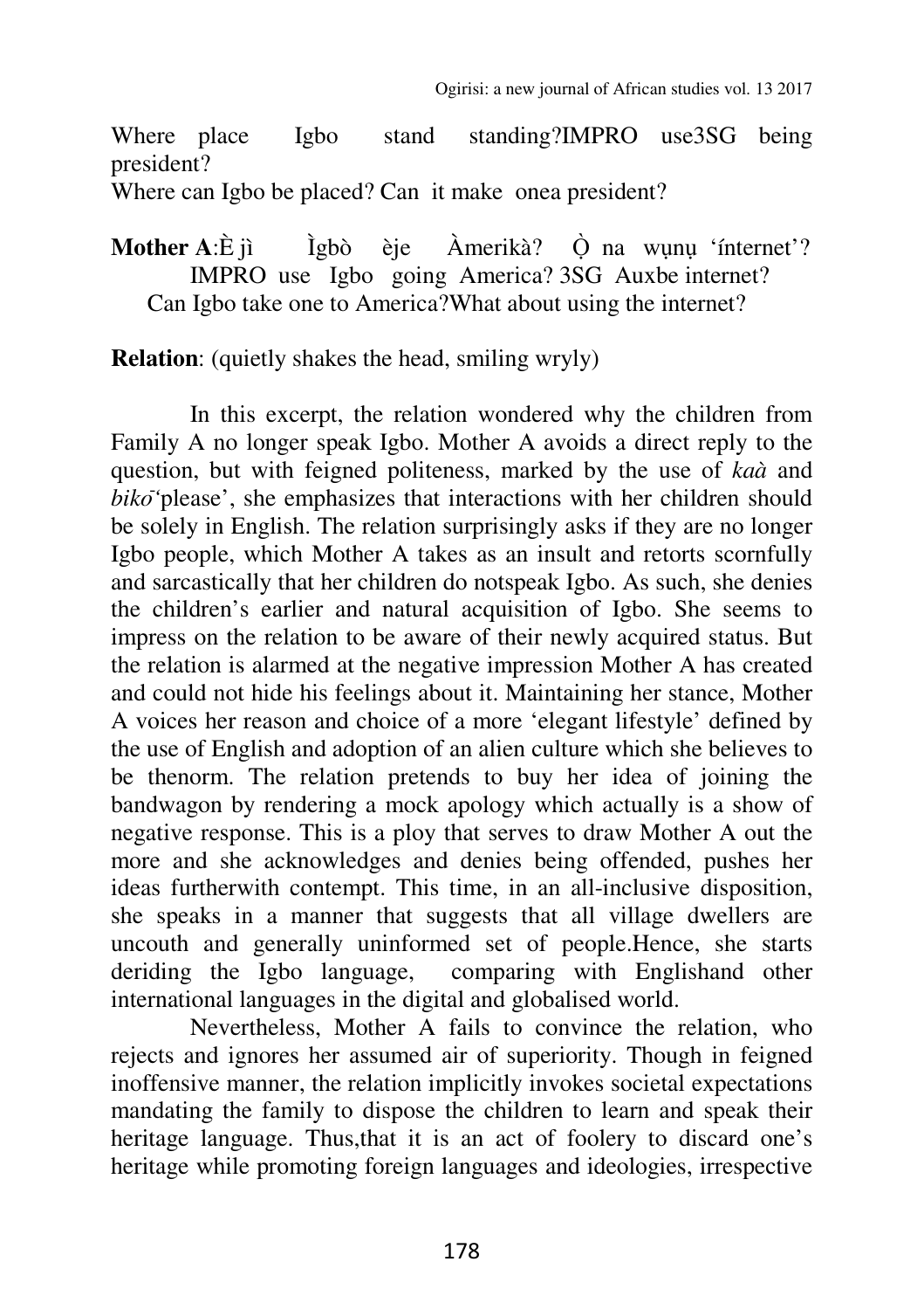Where place Igbo stand standing?IMPRO use3SG being president?
Where can Igbo be placed? Can it make onea president?

**Mother A**:È jì Ìgbò èje Àmerikà? Ọ̀ na wụnụ 'ínternet'?
IMPRO use Igbo going America? 3SG Auxbe internet?
Can Igbo take one to America?What about using the internet?

**Relation**: (quietly shakes the head, smiling wryly)

In this excerpt, the relation wondered why the children from Family A no longer speak Igbo. Mother A avoids a direct reply to the question, but with feigned politeness, marked by the use of *kaà* and *bikō*'please', she emphasizes that interactions with her children should be solely in English. The relation surprisingly asks if they are no longer Igbo people, which Mother A takes as an insult and retorts scornfully and sarcastically that her children do notspeak Igbo. As such, she denies the children's earlier and natural acquisition of Igbo. She seems to impress on the relation to be aware of their newly acquired status. But the relation is alarmed at the negative impression Mother A has created and could not hide his feelings about it. Maintaining her stance, Mother A voices her reason and choice of a more 'elegant lifestyle' defined by the use of English and adoption of an alien culture which she believes to be thenorm. The relation pretends to buy her idea of joining the bandwagon by rendering a mock apology which actually is a show of negative response. This is a ploy that serves to draw Mother A out the more and she acknowledges and denies being offended, pushes her ideas furtherwith contempt. This time, in an all-inclusive disposition, she speaks in a manner that suggests that all village dwellers are uncouth and generally uninformed set of people.Hence, she starts deriding the Igbo language, comparing with Englishand other international languages in the digital and globalised world.

Nevertheless, Mother A fails to convince the relation, who rejects and ignores her assumed air of superiority. Though in feigned inoffensive manner, the relation implicitly invokes societal expectations mandating the family to dispose the children to learn and speak their heritage language. Thus,that it is an act of foolery to discard one's heritage while promoting foreign languages and ideologies, irrespective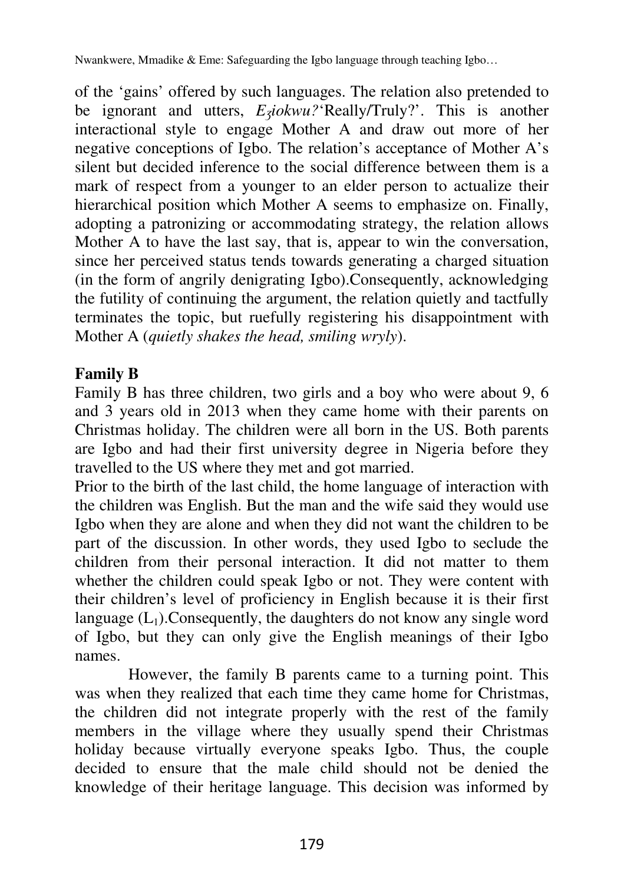of the 'gains' offered by such languages. The relation also pretended to be ignorant and utters, *Eʒiokwu?*'Really/Truly?'. This is another interactional style to engage Mother A and draw out more of her negative conceptions of Igbo. The relation's acceptance of Mother A's silent but decided inference to the social difference between them is a mark of respect from a younger to an elder person to actualize their hierarchical position which Mother A seems to emphasize on. Finally, adopting a patronizing or accommodating strategy, the relation allows Mother A to have the last say, that is, appear to win the conversation, since her perceived status tends towards generating a charged situation (in the form of angrily denigrating Igbo).Consequently, acknowledging the futility of continuing the argument, the relation quietly and tactfully terminates the topic, but ruefully registering his disappointment with Mother A (*quietly shakes the head, smiling wryly*).

**Family B**

Family B has three children, two girls and a boy who were about 9, 6 and 3 years old in 2013 when they came home with their parents on Christmas holiday. The children were all born in the US. Both parents are Igbo and had their first university degree in Nigeria before they travelled to the US where they met and got married.

Prior to the birth of the last child, the home language of interaction with the children was English. But the man and the wife said they would use Igbo when they are alone and when they did not want the children to be part of the discussion. In other words, they used Igbo to seclude the children from their personal interaction. It did not matter to them whether the children could speak Igbo or not. They were content with their children's level of proficiency in English because it is their first language ($L_1$).Consequently, the daughters do not know any single word of Igbo, but they can only give the English meanings of their Igbo names.

However, the family B parents came to a turning point. This was when they realized that each time they came home for Christmas, the children did not integrate properly with the rest of the family members in the village where they usually spend their Christmas holiday because virtually everyone speaks Igbo. Thus, the couple decided to ensure that the male child should not be denied the knowledge of their heritage language. This decision was informed by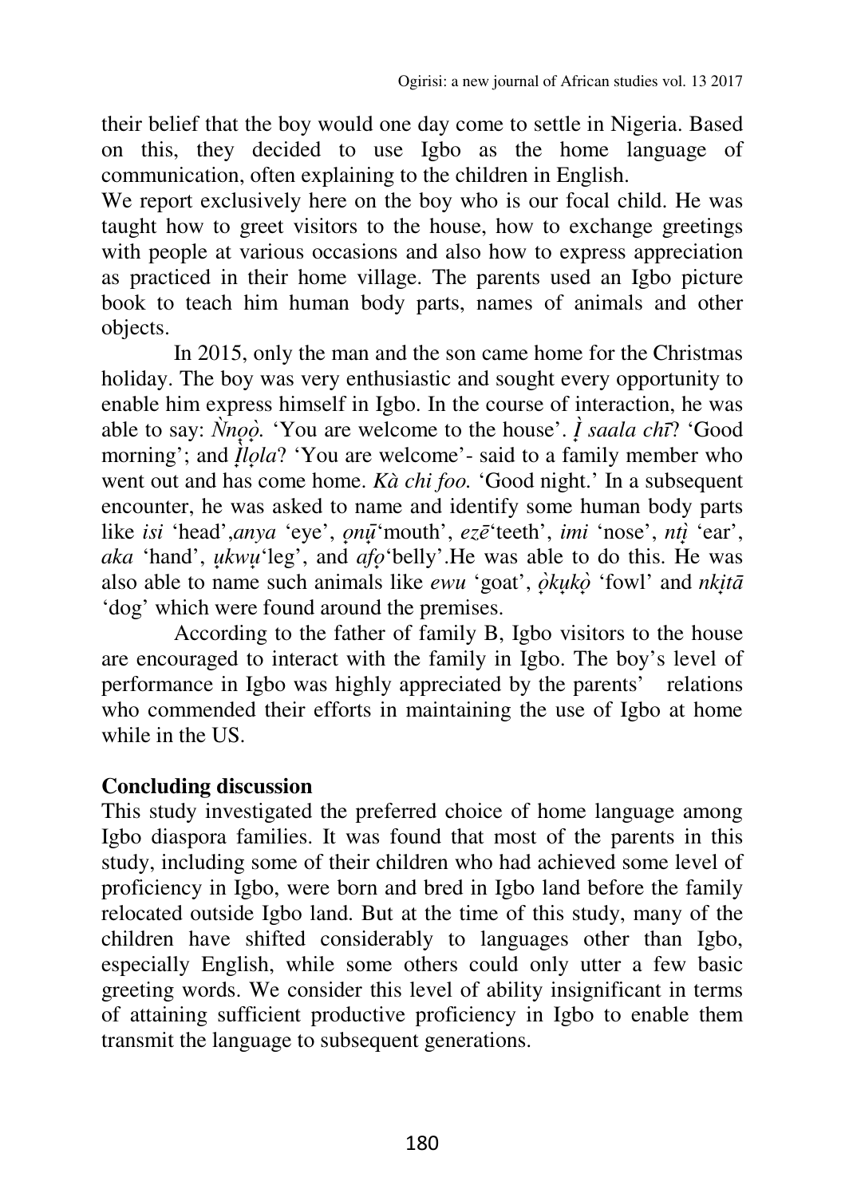their belief that the boy would one day come to settle in Nigeria. Based on this, they decided to use Igbo as the home language of communication, often explaining to the children in English.
We report exclusively here on the boy who is our focal child. He was taught how to greet visitors to the house, how to exchange greetings with people at various occasions and also how to express appreciation as practiced in their home village. The parents used an Igbo picture book to teach him human body parts, names of animals and other objects.

In 2015, only the man and the son came home for the Christmas holiday. The boy was very enthusiastic and sought every opportunity to enable him express himself in Igbo. In the course of interaction, he was able to say: *Ǹnọọ̀.* 'You are welcome to the house'. *Ị̀ saala chī*? 'Good morning'; and *Ị̀lọla*? 'You are welcome'- said to a family member who went out and has come home. *Kà chi foo.* 'Good night.' In a subsequent encounter, he was asked to name and identify some human body parts like *isi* 'head',*anya* 'eye', *ọnụ̄*'mouth', *ezē*'teeth', *imi* 'nose', *ntị* 'ear', *aka* 'hand', *ụkwụ*'leg', and *afọ*'belly'.He was able to do this. He was also able to name such animals like *ewu* 'goat', *ọ̀kụkọ̀* 'fowl' and *nkịtā* 'dog' which were found around the premises.

According to the father of family B, Igbo visitors to the house are encouraged to interact with the family in Igbo. The boy's level of performance in Igbo was highly appreciated by the parents' relations who commended their efforts in maintaining the use of Igbo at home while in the US.

**Concluding discussion**

This study investigated the preferred choice of home language among Igbo diaspora families. It was found that most of the parents in this study, including some of their children who had achieved some level of proficiency in Igbo, were born and bred in Igbo land before the family relocated outside Igbo land. But at the time of this study, many of the children have shifted considerably to languages other than Igbo, especially English, while some others could only utter a few basic greeting words. We consider this level of ability insignificant in terms of attaining sufficient productive proficiency in Igbo to enable them transmit the language to subsequent generations.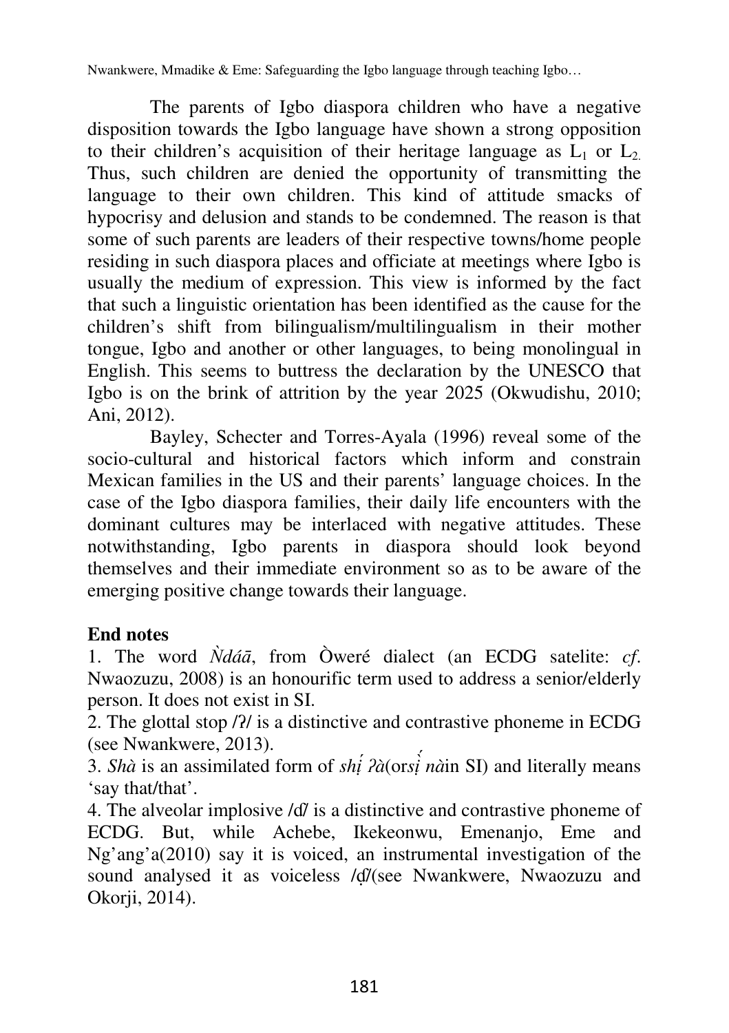The parents of Igbo diaspora children who have a negative disposition towards the Igbo language have shown a strong opposition to their children's acquisition of their heritage language as $L_1$ or $L_2$. Thus, such children are denied the opportunity of transmitting the language to their own children. This kind of attitude smacks of hypocrisy and delusion and stands to be condemned. The reason is that some of such parents are leaders of their respective towns/home people residing in such diaspora places and officiate at meetings where Igbo is usually the medium of expression. This view is informed by the fact that such a linguistic orientation has been identified as the cause for the children's shift from bilingualism/multilingualism in their mother tongue, Igbo and another or other languages, to being monolingual in English. This seems to buttress the declaration by the UNESCO that Igbo is on the brink of attrition by the year 2025 (Okwudishu, 2010; Ani, 2012).

Bayley, Schecter and Torres-Ayala (1996) reveal some of the socio-cultural and historical factors which inform and constrain Mexican families in the US and their parents' language choices. In the case of the Igbo diaspora families, their daily life encounters with the dominant cultures may be interlaced with negative attitudes. These notwithstanding, Igbo parents in diaspora should look beyond themselves and their immediate environment so as to be aware of the emerging positive change towards their language.

**End notes**

1. The word *Ǹdáā*, from Òweré dialect (an ECDG satelite: *cf*. Nwaozuzu, 2008) is an honourific term used to address a senior/elderly person. It does not exist in SI.
2. The glottal stop /ʔ/ is a distinctive and contrastive phoneme in ECDG (see Nwankwere, 2013).
3. *Shà* is an assimilated form of *shị́ ʔà*(or*sị́ nà*in SI) and literally means 'say that/that'.
4. The alveolar implosive /ɗ/ is a distinctive and contrastive phoneme of ECDG. But, while Achebe, Ikekeonwu, Emenanjo, Eme and Ng'ang'a(2010) say it is voiced, an instrumental investigation of the sound analysed it as voiceless /ɗ̥/(see Nwankwere, Nwaozuzu and Okorji, 2014).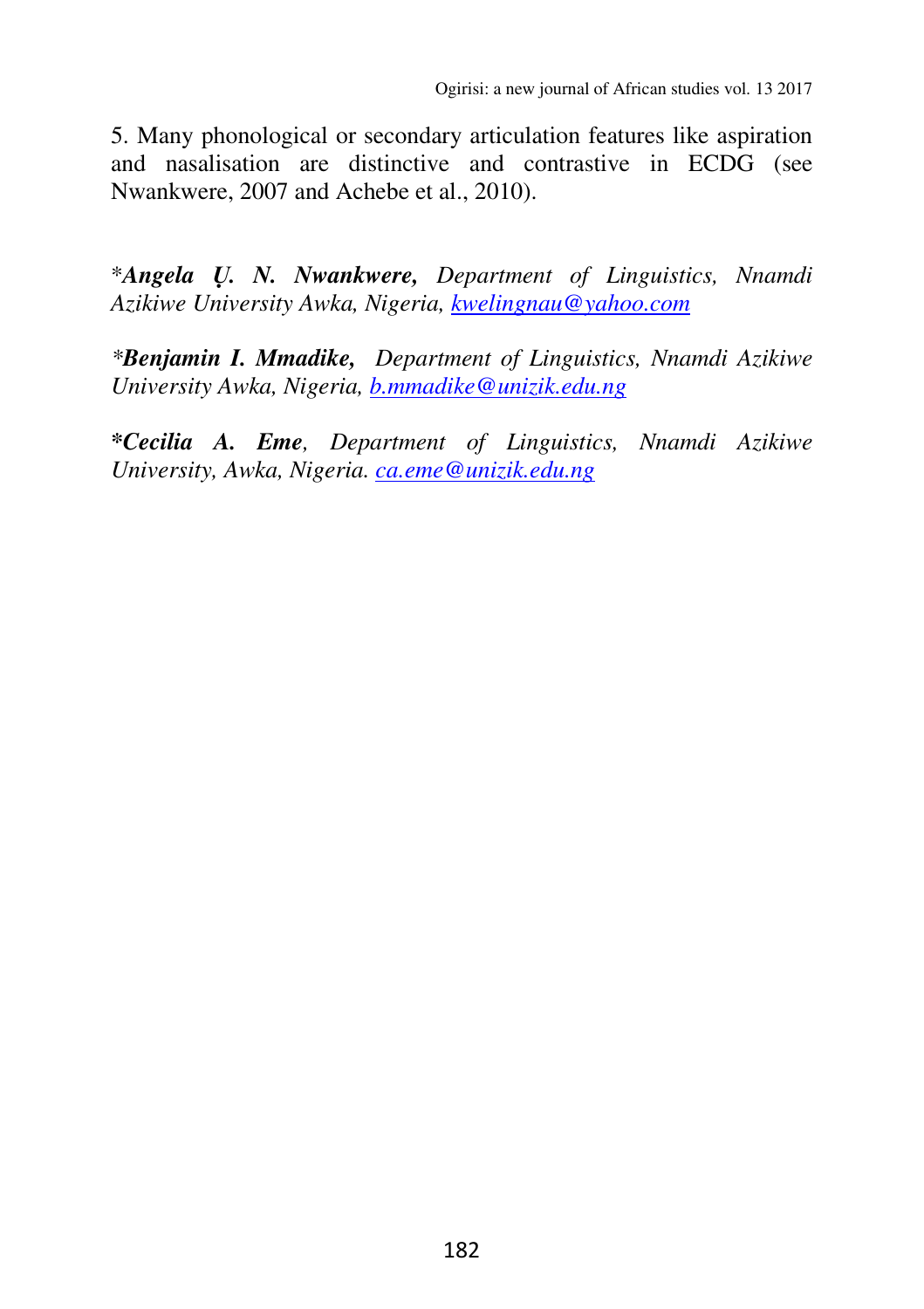5. Many phonological or secondary articulation features like aspiration and nasalisation are distinctive and contrastive in ECDG (see Nwankwere, 2007 and Achebe et al., 2010).

*Angela Ụ. N. Nwankwere,* *Department of Linguistics, Nnamdi Azikiwe University Awka, Nigeria, kwelingnau@yahoo.com*

***Benjamin I. Mmadike,*** *Department of Linguistics, Nnamdi Azikiwe University Awka, Nigeria, b.mmadike@unizik.edu.ng*

***Cecilia A. Eme***, *Department of Linguistics, Nnamdi Azikiwe University, Awka, Nigeria. ca.eme@unizik.edu.ng*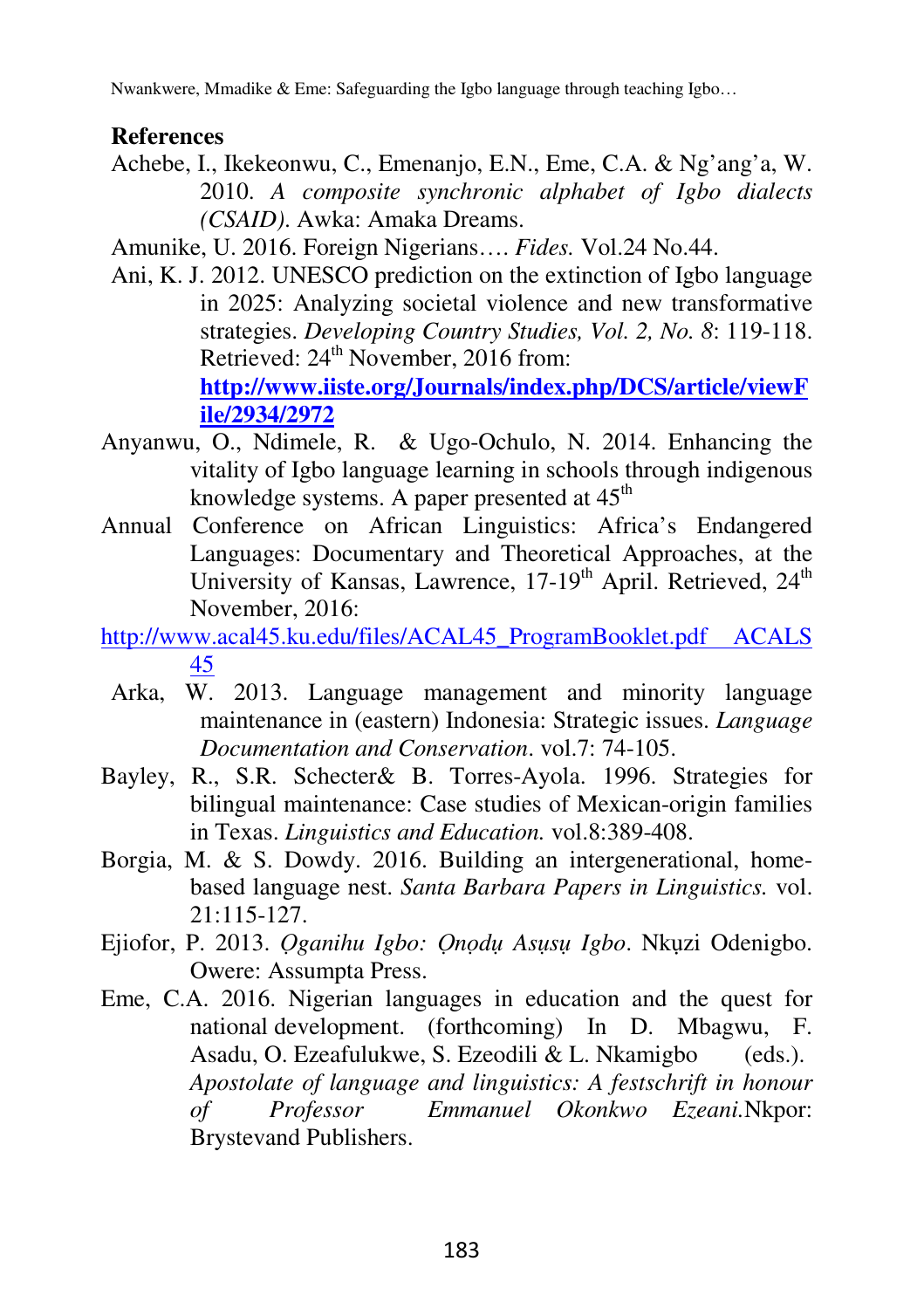## References

Achebe, I., Ikekeonwu, C., Emenanjo, E.N., Eme, C.A. & Ng'ang'a, W. 2010. *A composite synchronic alphabet of Igbo dialects (CSAID)*. Awka: Amaka Dreams.

Amunike, U. 2016. Foreign Nigerians…. *Fides.* Vol.24 No.44.

Ani, K. J. 2012. UNESCO prediction on the extinction of Igbo language in 2025: Analyzing societal violence and new transformative strategies. *Developing Country Studies, Vol. 2, No. 8*: 119-118. Retrieved: 24th November, 2016 from: **http://www.iiste.org/Journals/index.php/DCS/article/viewFile/2934/2972**

Anyanwu, O., Ndimele, R. & Ugo-Ochulo, N. 2014. Enhancing the vitality of Igbo language learning in schools through indigenous knowledge systems. A paper presented at 45th

Annual Conference on African Linguistics: Africa's Endangered Languages: Documentary and Theoretical Approaches, at the University of Kansas, Lawrence, 17-19th April. Retrieved, 24th November, 2016:

http://www.acal45.ku.edu/files/ACAL45_ProgramBooklet.pdf ACALS 45

Arka, W. 2013. Language management and minority language maintenance in (eastern) Indonesia: Strategic issues. *Language Documentation and Conservation*. vol.7: 74-105.

Bayley, R., S.R. Schecter& B. Torres-Ayola. 1996. Strategies for bilingual maintenance: Case studies of Mexican-origin families in Texas. *Linguistics and Education.* vol.8:389-408.

Borgia, M. & S. Dowdy. 2016. Building an intergenerational, home-based language nest. *Santa Barbara Papers in Linguistics.* vol. 21:115-127.

Ejiofor, P. 2013. *Ọganihu Igbo: Ọnọdụ Asụsụ Igbo*. Nkụzi Odenigbo. Owere: Assumpta Press.

Eme, C.A. 2016. Nigerian languages in education and the quest for national development. (forthcoming) In D. Mbagwu, F. Asadu, O. Ezeafulukwe, S. Ezeodili & L. Nkamigbo (eds.). *Apostolate of language and linguistics: A festschrift in honour of Professor Emmanuel Okonkwo Ezeani.* Nkpor: Brystevand Publishers.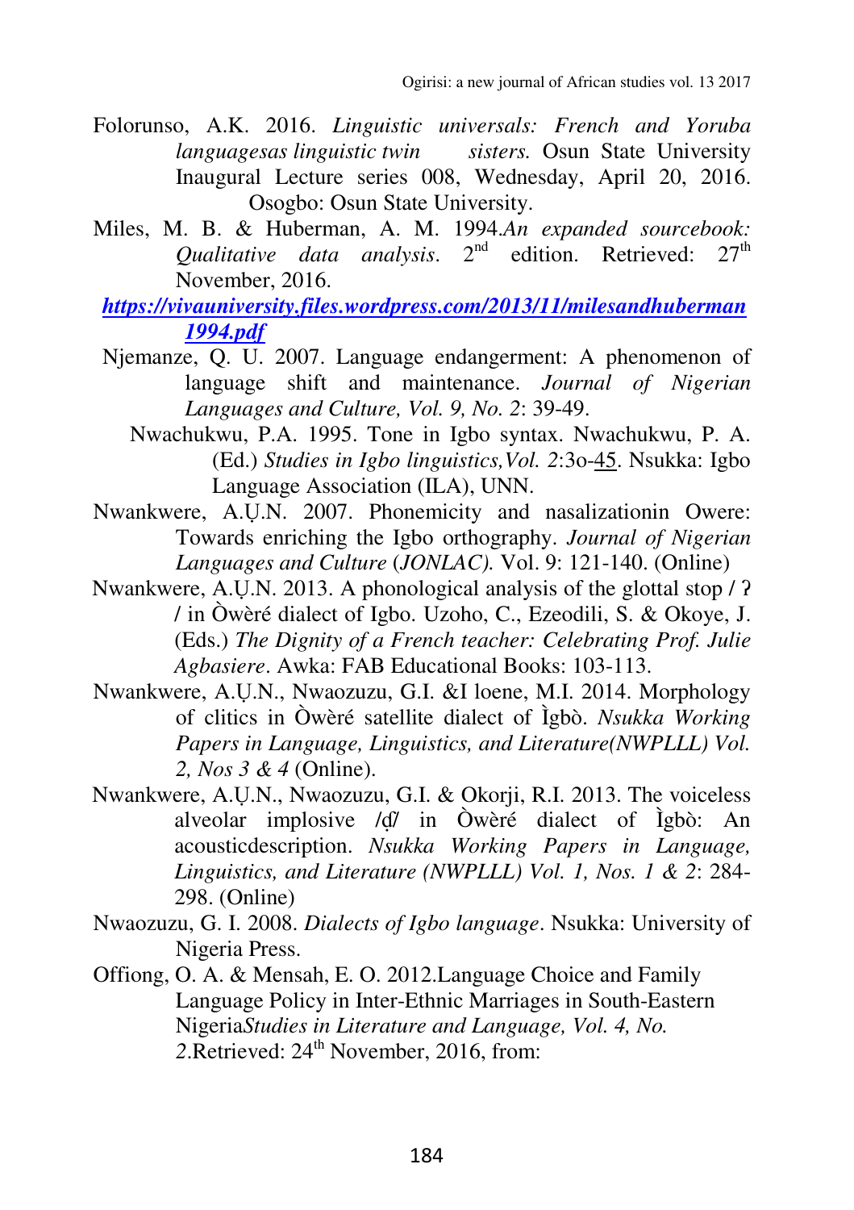Folorunso, A.K. 2016. *Linguistic universals: French and Yoruba languagesas linguistic twin sisters.* Osun State University Inaugural Lecture series 008, Wednesday, April 20, 2016. Osogbo: Osun State University.

Miles, M. B. & Huberman, A. M. 1994.*An expanded sourcebook: Qualitative data analysis*. 2nd edition. Retrieved: 27th November, 2016.

***https://vivauniversity.files.wordpress.com/2013/11/milesandhuberman1994.pdf***

Njemanze, Q. U. 2007. Language endangerment: A phenomenon of language shift and maintenance. *Journal of Nigerian Languages and Culture, Vol. 9, No. 2*: 39-49.

Nwachukwu, P.A. 1995. Tone in Igbo syntax. Nwachukwu, P. A. (Ed.) *Studies in Igbo linguistics,Vol. 2*:3o-45. Nsukka: Igbo Language Association (ILA), UNN.

Nwankwere, A.Ụ.N. 2007. Phonemicity and nasalizationin Owere: Towards enriching the Igbo orthography. *Journal of Nigerian Languages and Culture* (*JONLAC).* Vol. 9: 121-140. (Online)

Nwankwere, A.Ụ.N. 2013. A phonological analysis of the glottal stop / ʔ / in Òwèré dialect of Igbo. Uzoho, C., Ezeodili, S. & Okoye, J. (Eds.) *The Dignity of a French teacher: Celebrating Prof. Julie Agbasiere*. Awka: FAB Educational Books: 103-113.

Nwankwere, A.Ụ.N., Nwaozuzu, G.I. &I loene, M.I. 2014. Morphology of clitics in Òwèré satellite dialect of Ìgbò. *Nsukka Working Papers in Language, Linguistics, and Literature(NWPLLL) Vol. 2, Nos 3 & 4* (Online).

Nwankwere, A.Ụ.N., Nwaozuzu, G.I. & Okorji, R.I. 2013. The voiceless alveolar implosive /ɗ̥/ in Òwèré dialect of Ìgbò: An acousticdescription. *Nsukka Working Papers in Language, Linguistics, and Literature (NWPLLL) Vol. 1, Nos. 1 & 2*: 284-298. (Online)

Nwaozuzu, G. I. 2008. *Dialects of Igbo language*. Nsukka: University of Nigeria Press.

Offiong, O. A. & Mensah, E. O. 2012.Language Choice and Family Language Policy in Inter-Ethnic Marriages in South-Eastern Nigeria*Studies in Literature and Language, Vol. 4, No. 2*.Retrieved: 24th November, 2016, from: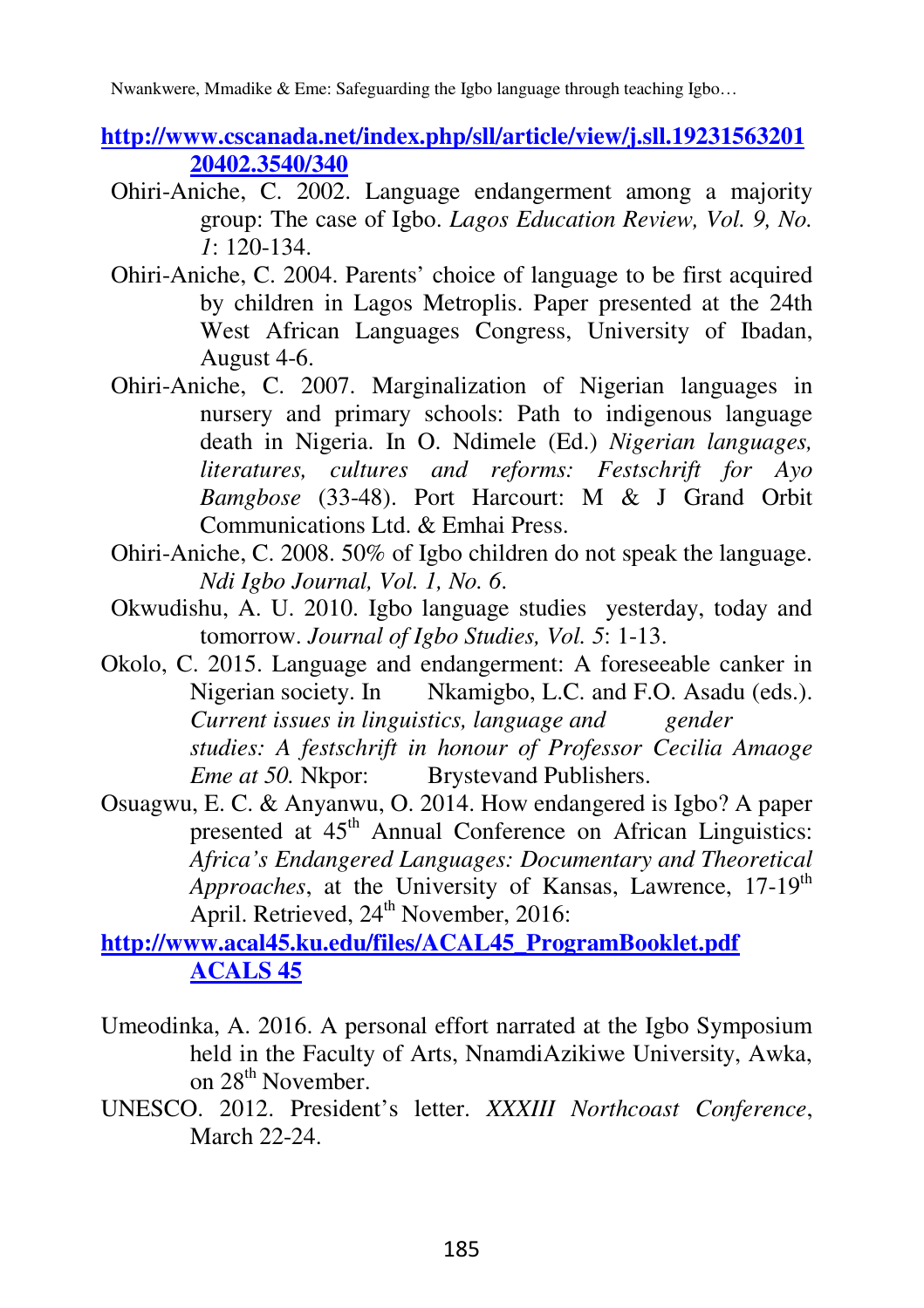http://www.cscanada.net/index.php/sll/article/view/j.sll.1923156320120402.3540/340

Ohiri-Aniche, C. 2002. Language endangerment among a majority group: The case of Igbo. *Lagos Education Review, Vol. 9, No. 1*: 120-134.

Ohiri-Aniche, C. 2004. Parents' choice of language to be first acquired by children in Lagos Metroplis. Paper presented at the 24th West African Languages Congress, University of Ibadan, August 4-6.

Ohiri-Aniche, C. 2007. Marginalization of Nigerian languages in nursery and primary schools: Path to indigenous language death in Nigeria. In O. Ndimele (Ed.) *Nigerian languages, literatures, cultures and reforms: Festschrift for Ayo Bamgbose* (33-48). Port Harcourt: M & J Grand Orbit Communications Ltd. & Emhai Press.

Ohiri-Aniche, C. 2008. 50% of Igbo children do not speak the language. *Ndi Igbo Journal, Vol. 1, No. 6*.

Okwudishu, A. U. 2010. Igbo language studies yesterday, today and tomorrow. *Journal of Igbo Studies, Vol. 5*: 1-13.

Okolo, C. 2015. Language and endangerment: A foreseeable canker in Nigerian society. In Nkamigbo, L.C. and F.O. Asadu (eds.). *Current issues in linguistics, language and gender studies: A festschrift in honour of Professor Cecilia Amaoge Eme at 50.* Nkpor: Brystevand Publishers.

Osuagwu, E. C. & Anyanwu, O. 2014. How endangered is Igbo? A paper presented at 45th Annual Conference on African Linguistics: *Africa's Endangered Languages: Documentary and Theoretical Approaches*, at the University of Kansas, Lawrence, 17-19th April. Retrieved, 24th November, 2016:
http://www.acal45.ku.edu/files/ACAL45_ProgramBooklet.pdf ACALS 45

Umeodinka, A. 2016. A personal effort narrated at the Igbo Symposium held in the Faculty of Arts, NnamdiAzikiwe University, Awka, on 28th November.

UNESCO. 2012. President's letter. *XXXIII Northcoast Conference*, March 22-24.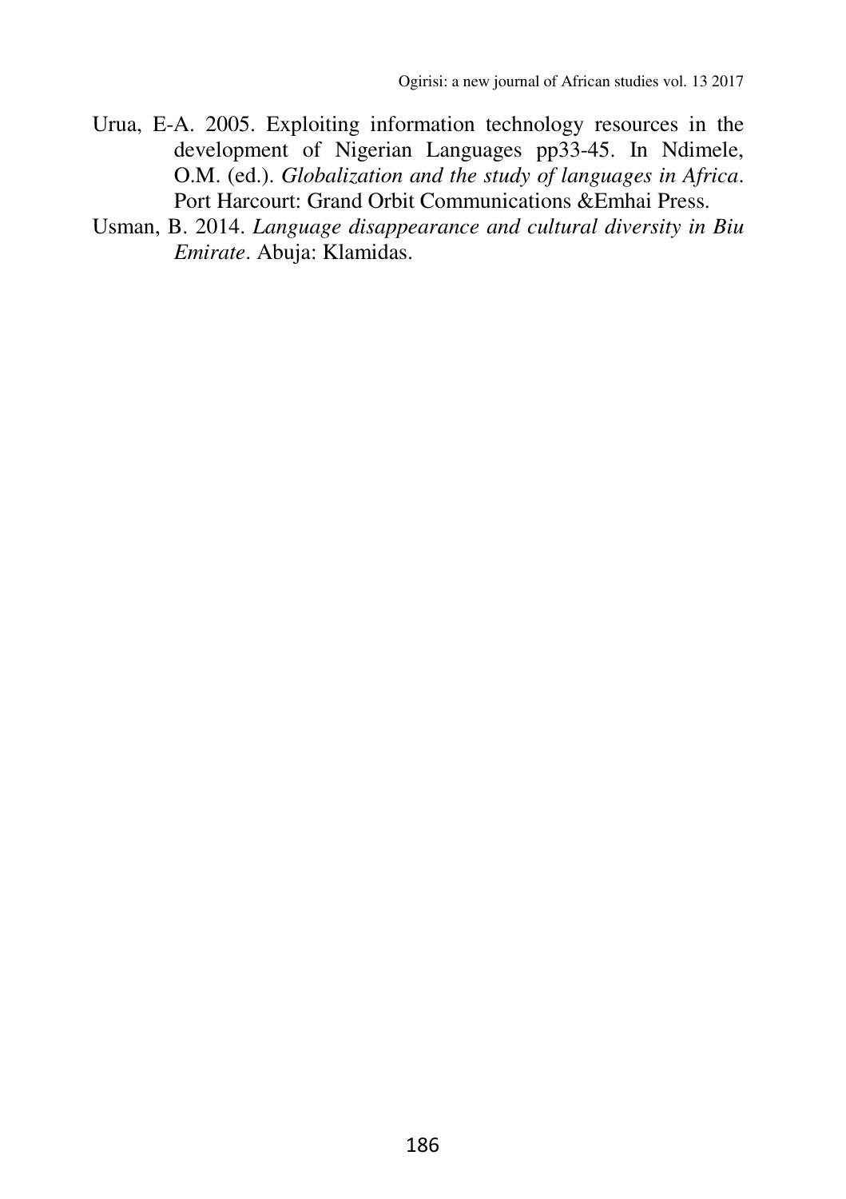Urua, E-A. 2005. Exploiting information technology resources in the development of Nigerian Languages pp33-45. In Ndimele, O.M. (ed.). *Globalization and the study of languages in Africa*. Port Harcourt: Grand Orbit Communications &Emhai Press.

Usman, B. 2014. *Language disappearance and cultural diversity in Biu Emirate*. Abuja: Klamidas.